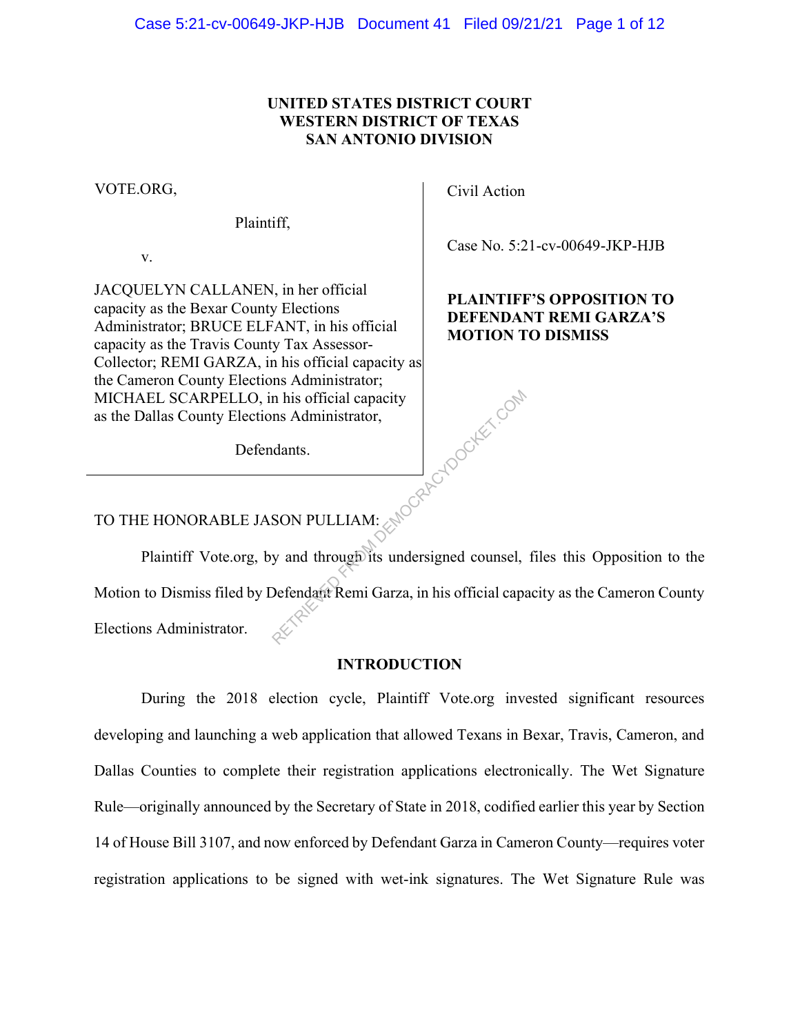**UNITED STATES DISTRICT COURT**
**WESTERN DISTRICT OF TEXAS**
**SAN ANTONIO DIVISION**

| | |
|---|---|
| VOTE.ORG,<br><br>Plaintiff,<br><br>v.<br><br>JACQUELYN CALLANEN, in her official capacity as the Bexar County Elections Administrator; BRUCE ELFANT, in his official capacity as the Travis County Tax Assessor-Collector; REMI GARZA, in his official capacity as the Cameron County Elections Administrator; MICHAEL SCARPELLO, in his official capacity as the Dallas County Elections Administrator,<br><br>Defendants. | Civil Action<br><br>Case No. 5:21-cv-00649-JKP-HJB<br><br>**PLAINTIFF'S OPPOSITION TO DEFENDANT REMI GARZA'S MOTION TO DISMISS** |

TO THE HONORABLE JASON PULLIAM:

Plaintiff Vote.org, by and through its undersigned counsel, files this Opposition to the Motion to Dismiss filed by Defendant Remi Garza, in his official capacity as the Cameron County Elections Administrator.

## INTRODUCTION

During the 2018 election cycle, Plaintiff Vote.org invested significant resources developing and launching a web application that allowed Texans in Bexar, Travis, Cameron, and Dallas Counties to complete their registration applications electronically. The Wet Signature Rule—originally announced by the Secretary of State in 2018, codified earlier this year by Section 14 of House Bill 3107, and now enforced by Defendant Garza in Cameron County—requires voter registration applications to be signed with wet-ink signatures. The Wet Signature Rule was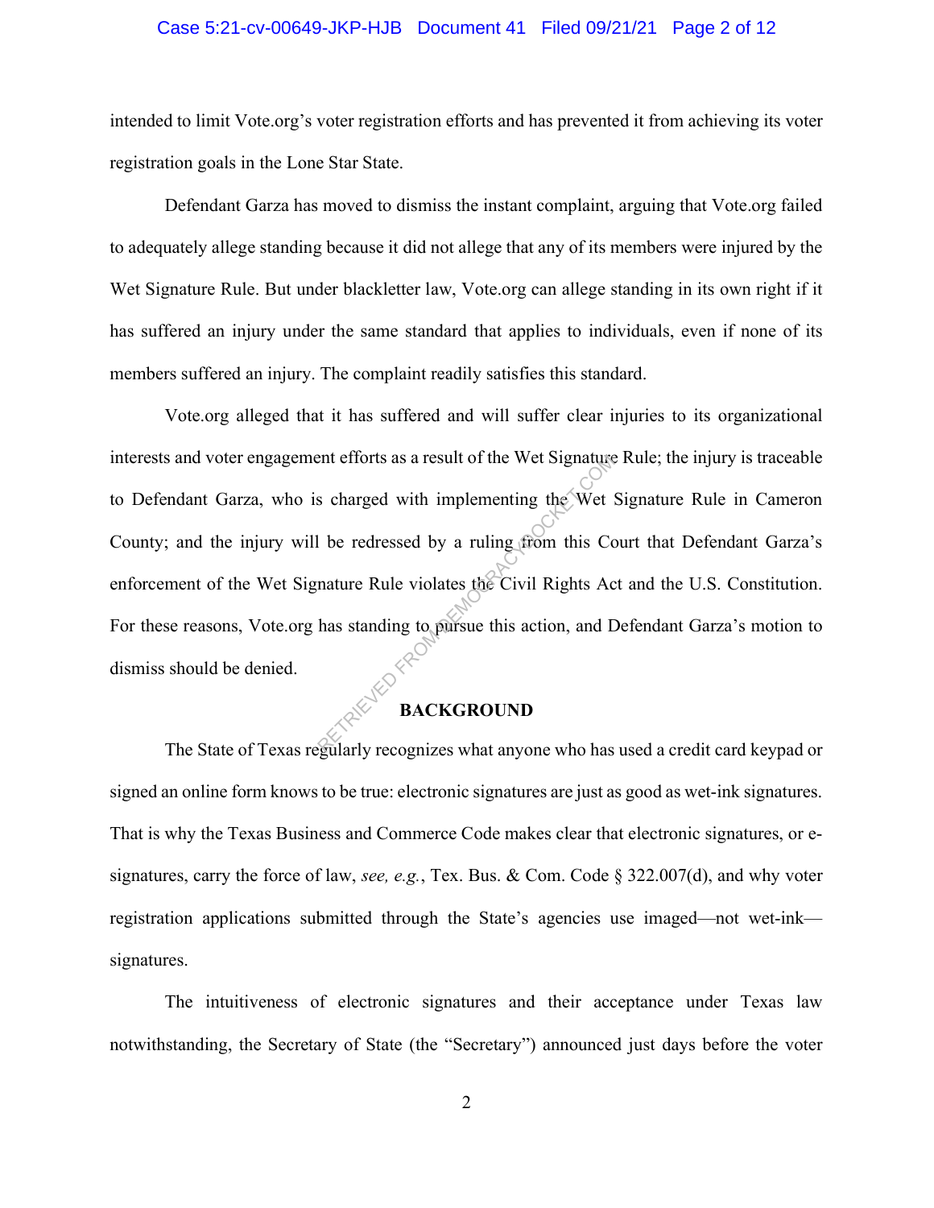intended to limit Vote.org's voter registration efforts and has prevented it from achieving its voter registration goals in the Lone Star State.

Defendant Garza has moved to dismiss the instant complaint, arguing that Vote.org failed to adequately allege standing because it did not allege that any of its members were injured by the Wet Signature Rule. But under blackletter law, Vote.org can allege standing in its own right if it has suffered an injury under the same standard that applies to individuals, even if none of its members suffered an injury. The complaint readily satisfies this standard.

Vote.org alleged that it has suffered and will suffer clear injuries to its organizational interests and voter engagement efforts as a result of the Wet Signature Rule; the injury is traceable to Defendant Garza, who is charged with implementing the Wet Signature Rule in Cameron County; and the injury will be redressed by a ruling from this Court that Defendant Garza's enforcement of the Wet Signature Rule violates the Civil Rights Act and the U.S. Constitution. For these reasons, Vote.org has standing to pursue this action, and Defendant Garza's motion to dismiss should be denied.

## BACKGROUND

The State of Texas regularly recognizes what anyone who has used a credit card keypad or signed an online form knows to be true: electronic signatures are just as good as wet-ink signatures. That is why the Texas Business and Commerce Code makes clear that electronic signatures, or e-signatures, carry the force of law, *see, e.g.*, Tex. Bus. & Com. Code § 322.007(d), and why voter registration applications submitted through the State's agencies use imaged—not wet-ink—signatures.

The intuitiveness of electronic signatures and their acceptance under Texas law notwithstanding, the Secretary of State (the "Secretary") announced just days before the voter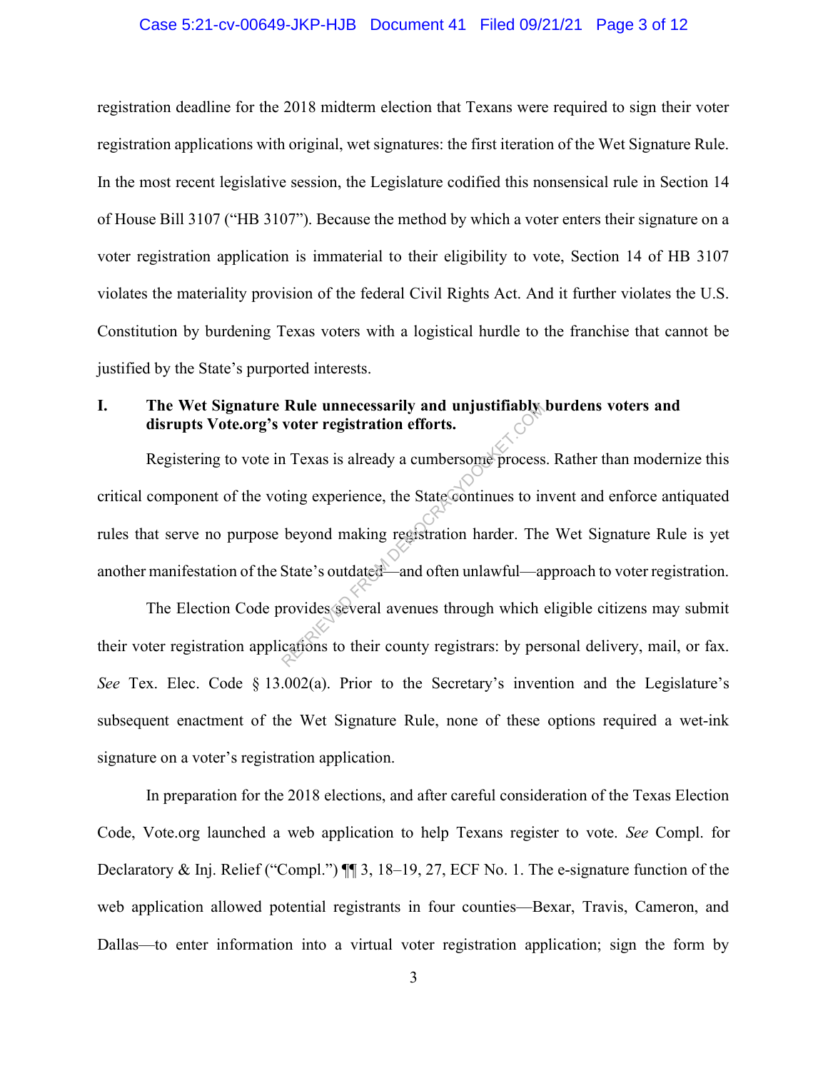registration deadline for the 2018 midterm election that Texans were required to sign their voter registration applications with original, wet signatures: the first iteration of the Wet Signature Rule. In the most recent legislative session, the Legislature codified this nonsensical rule in Section 14 of House Bill 3107 ("HB 3107"). Because the method by which a voter enters their signature on a voter registration application is immaterial to their eligibility to vote, Section 14 of HB 3107 violates the materiality provision of the federal Civil Rights Act. And it further violates the U.S. Constitution by burdening Texas voters with a logistical hurdle to the franchise that cannot be justified by the State's purported interests.

## I. The Wet Signature Rule unnecessarily and unjustifiably burdens voters and disrupts Vote.org's voter registration efforts.

Registering to vote in Texas is already a cumbersome process. Rather than modernize this critical component of the voting experience, the State continues to invent and enforce antiquated rules that serve no purpose beyond making registration harder. The Wet Signature Rule is yet another manifestation of the State's outdated—and often unlawful—approach to voter registration.

The Election Code provides several avenues through which eligible citizens may submit their voter registration applications to their county registrars: by personal delivery, mail, or fax. *See* Tex. Elec. Code § 13.002(a). Prior to the Secretary's invention and the Legislature's subsequent enactment of the Wet Signature Rule, none of these options required a wet-ink signature on a voter's registration application.

In preparation for the 2018 elections, and after careful consideration of the Texas Election Code, Vote.org launched a web application to help Texans register to vote. *See* Compl. for Declaratory & Inj. Relief ("Compl.") ¶¶ 3, 18–19, 27, ECF No. 1. The e-signature function of the web application allowed potential registrants in four counties—Bexar, Travis, Cameron, and Dallas—to enter information into a virtual voter registration application; sign the form by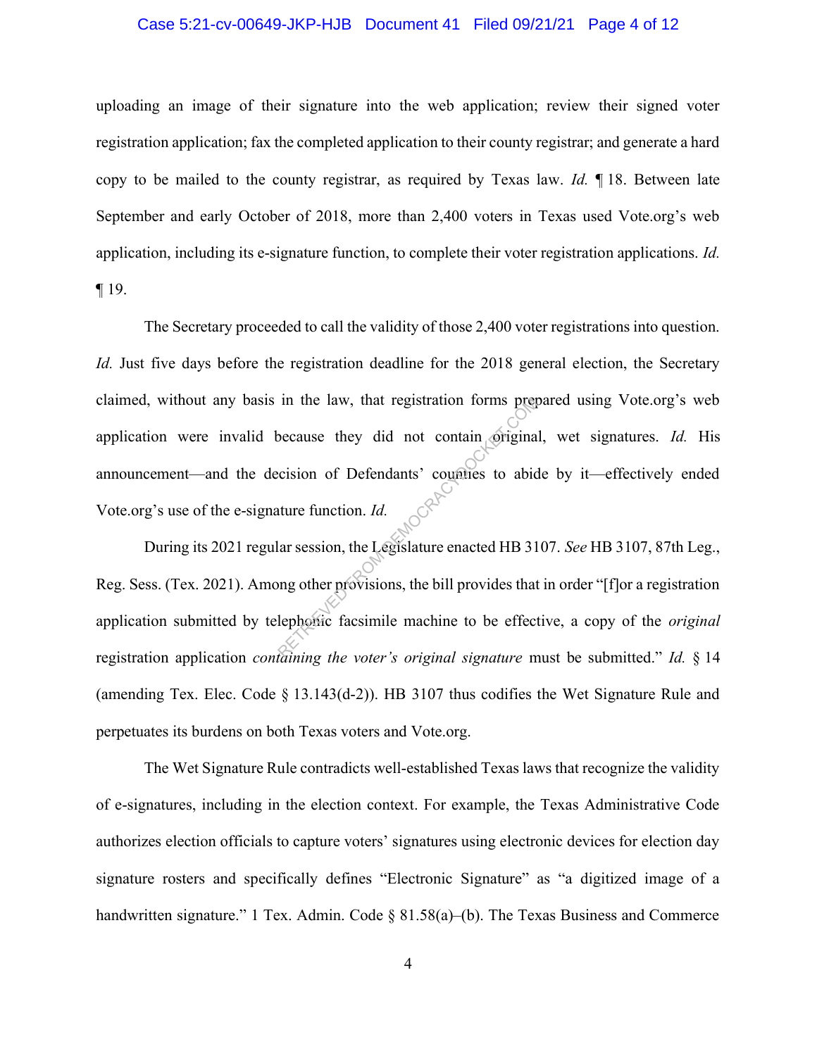uploading an image of their signature into the web application; review their signed voter registration application; fax the completed application to their county registrar; and generate a hard copy to be mailed to the county registrar, as required by Texas law. *Id.* ¶ 18. Between late September and early October of 2018, more than 2,400 voters in Texas used Vote.org's web application, including its e-signature function, to complete their voter registration applications. *Id.* ¶ 19.

The Secretary proceeded to call the validity of those 2,400 voter registrations into question. *Id.* Just five days before the registration deadline for the 2018 general election, the Secretary claimed, without any basis in the law, that registration forms prepared using Vote.org's web application were invalid because they did not contain original, wet signatures. *Id.* His announcement—and the decision of Defendants' counties to abide by it—effectively ended Vote.org's use of the e-signature function. *Id.*

During its 2021 regular session, the Legislature enacted HB 3107. *See* HB 3107, 87th Leg., Reg. Sess. (Tex. 2021). Among other provisions, the bill provides that in order "[f]or a registration application submitted by telephonic facsimile machine to be effective, a copy of the *original* registration application *containing the voter's original signature* must be submitted." *Id.* § 14 (amending Tex. Elec. Code § 13.143(d-2)). HB 3107 thus codifies the Wet Signature Rule and perpetuates its burdens on both Texas voters and Vote.org.

The Wet Signature Rule contradicts well-established Texas laws that recognize the validity of e-signatures, including in the election context. For example, the Texas Administrative Code authorizes election officials to capture voters' signatures using electronic devices for election day signature rosters and specifically defines "Electronic Signature" as "a digitized image of a handwritten signature." 1 Tex. Admin. Code § 81.58(a)–(b). The Texas Business and Commerce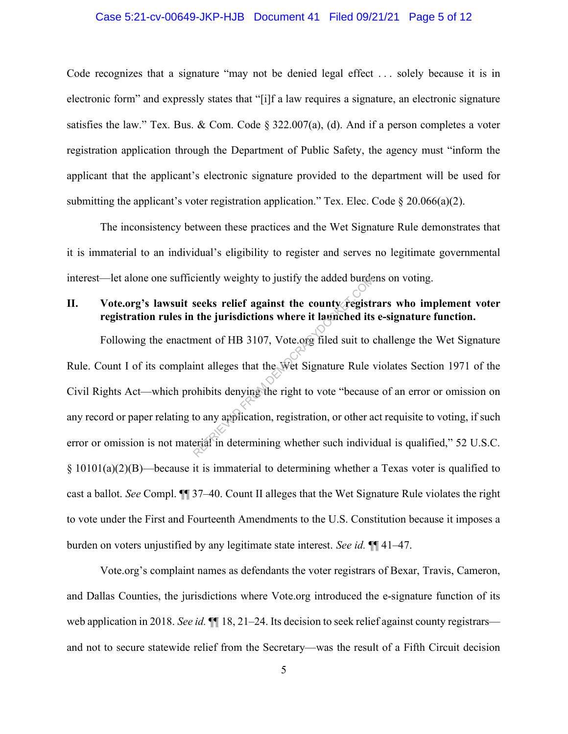Code recognizes that a signature "may not be denied legal effect . . . solely because it is in electronic form" and expressly states that "[i]f a law requires a signature, an electronic signature satisfies the law." Tex. Bus. & Com. Code § 322.007(a), (d). And if a person completes a voter registration application through the Department of Public Safety, the agency must "inform the applicant that the applicant's electronic signature provided to the department will be used for submitting the applicant's voter registration application." Tex. Elec. Code § 20.066(a)(2).

The inconsistency between these practices and the Wet Signature Rule demonstrates that it is immaterial to an individual's eligibility to register and serves no legitimate governmental interest—let alone one sufficiently weighty to justify the added burdens on voting.

## II. Vote.org's lawsuit seeks relief against the county registrars who implement voter registration rules in the jurisdictions where it launched its e-signature function.

Following the enactment of HB 3107, Vote.org filed suit to challenge the Wet Signature Rule. Count I of its complaint alleges that the Wet Signature Rule violates Section 1971 of the Civil Rights Act—which prohibits denying the right to vote "because of an error or omission on any record or paper relating to any application, registration, or other act requisite to voting, if such error or omission is not material in determining whether such individual is qualified," 52 U.S.C. § 10101(a)(2)(B)—because it is immaterial to determining whether a Texas voter is qualified to cast a ballot. *See* Compl. ¶¶ 37–40. Count II alleges that the Wet Signature Rule violates the right to vote under the First and Fourteenth Amendments to the U.S. Constitution because it imposes a burden on voters unjustified by any legitimate state interest. *See id.* ¶¶ 41–47.

Vote.org's complaint names as defendants the voter registrars of Bexar, Travis, Cameron, and Dallas Counties, the jurisdictions where Vote.org introduced the e-signature function of its web application in 2018. *See id.* ¶¶ 18, 21–24. Its decision to seek relief against county registrars—and not to secure statewide relief from the Secretary—was the result of a Fifth Circuit decision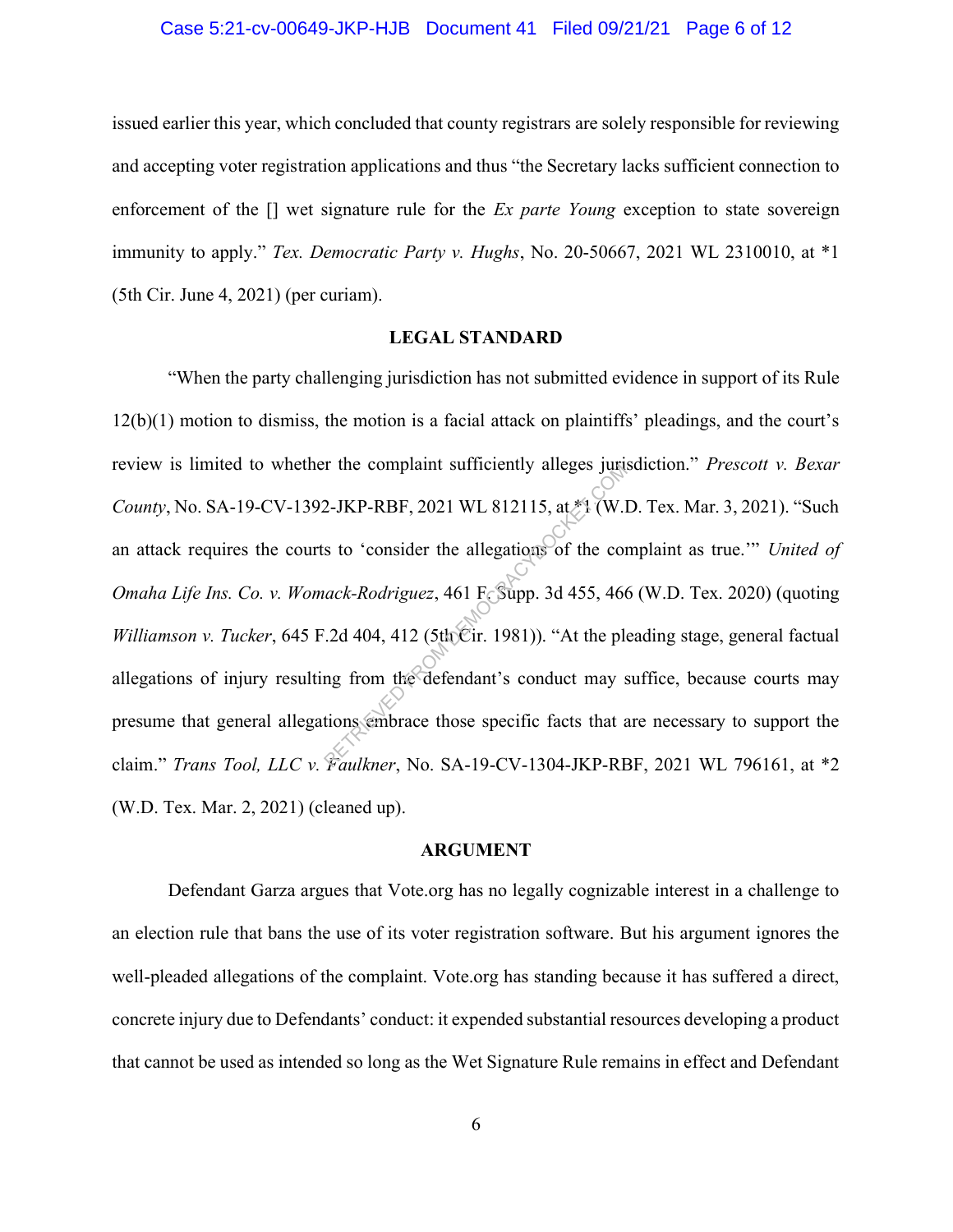issued earlier this year, which concluded that county registrars are solely responsible for reviewing and accepting voter registration applications and thus "the Secretary lacks sufficient connection to enforcement of the [] wet signature rule for the *Ex parte Young* exception to state sovereign immunity to apply." *Tex. Democratic Party v. Hughs*, No. 20-50667, 2021 WL 2310010, at *1 (5th Cir. June 4, 2021) (per curiam).

## LEGAL STANDARD

"When the party challenging jurisdiction has not submitted evidence in support of its Rule 12(b)(1) motion to dismiss, the motion is a facial attack on plaintiffs' pleadings, and the court's review is limited to whether the complaint sufficiently alleges jurisdiction." *Prescott v. Bexar County*, No. SA-19-CV-1392-JKP-RBF, 2021 WL 812115, at *1 (W.D. Tex. Mar. 3, 2021). "Such an attack requires the courts to 'consider the allegations of the complaint as true.'" *United of Omaha Life Ins. Co. v. Womack-Rodriguez*, 461 F. Supp. 3d 455, 466 (W.D. Tex. 2020) (quoting *Williamson v. Tucker*, 645 F.2d 404, 412 (5th Cir. 1981)). "At the pleading stage, general factual allegations of injury resulting from the defendant's conduct may suffice, because courts may presume that general allegations embrace those specific facts that are necessary to support the claim." *Trans Tool, LLC v. Faulkner*, No. SA-19-CV-1304-JKP-RBF, 2021 WL 796161, at *2 (W.D. Tex. Mar. 2, 2021) (cleaned up).

## ARGUMENT

Defendant Garza argues that Vote.org has no legally cognizable interest in a challenge to an election rule that bans the use of its voter registration software. But his argument ignores the well-pleaded allegations of the complaint. Vote.org has standing because it has suffered a direct, concrete injury due to Defendants' conduct: it expended substantial resources developing a product that cannot be used as intended so long as the Wet Signature Rule remains in effect and Defendant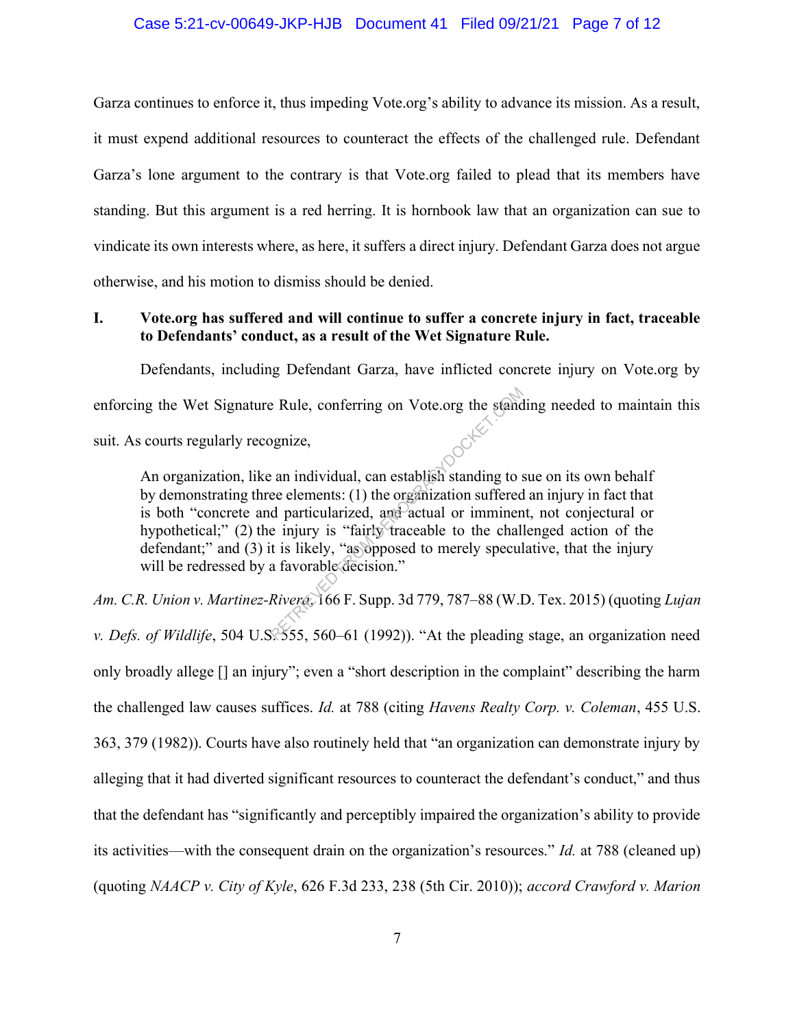Garza continues to enforce it, thus impeding Vote.org's ability to advance its mission. As a result, it must expend additional resources to counteract the effects of the challenged rule. Defendant Garza's lone argument to the contrary is that Vote.org failed to plead that its members have standing. But this argument is a red herring. It is hornbook law that an organization can sue to vindicate its own interests where, as here, it suffers a direct injury. Defendant Garza does not argue otherwise, and his motion to dismiss should be denied.

## I. Vote.org has suffered and will continue to suffer a concrete injury in fact, traceable to Defendants' conduct, as a result of the Wet Signature Rule.

Defendants, including Defendant Garza, have inflicted concrete injury on Vote.org by enforcing the Wet Signature Rule, conferring on Vote.org the standing needed to maintain this suit. As courts regularly recognize,

> An organization, like an individual, can establish standing to sue on its own behalf by demonstrating three elements: (1) the organization suffered an injury in fact that is both "concrete and particularized, and actual or imminent, not conjectural or hypothetical;" (2) the injury is "fairly traceable to the challenged action of the defendant;" and (3) it is likely, "as opposed to merely speculative, that the injury will be redressed by a favorable decision."

*Am. C.R. Union v. Martinez-Rivera*, 166 F. Supp. 3d 779, 787–88 (W.D. Tex. 2015) (quoting *Lujan v. Defs. of Wildlife*, 504 U.S. 555, 560–61 (1992)). "At the pleading stage, an organization need only broadly allege [] an injury"; even a "short description in the complaint" describing the harm the challenged law causes suffices. *Id.* at 788 (citing *Havens Realty Corp. v. Coleman*, 455 U.S. 363, 379 (1982)). Courts have also routinely held that "an organization can demonstrate injury by alleging that it had diverted significant resources to counteract the defendant's conduct," and thus that the defendant has "significantly and perceptibly impaired the organization's ability to provide its activities—with the consequent drain on the organization's resources." *Id.* at 788 (cleaned up) (quoting *NAACP v. City of Kyle*, 626 F.3d 233, 238 (5th Cir. 2010)); *accord Crawford v. Marion*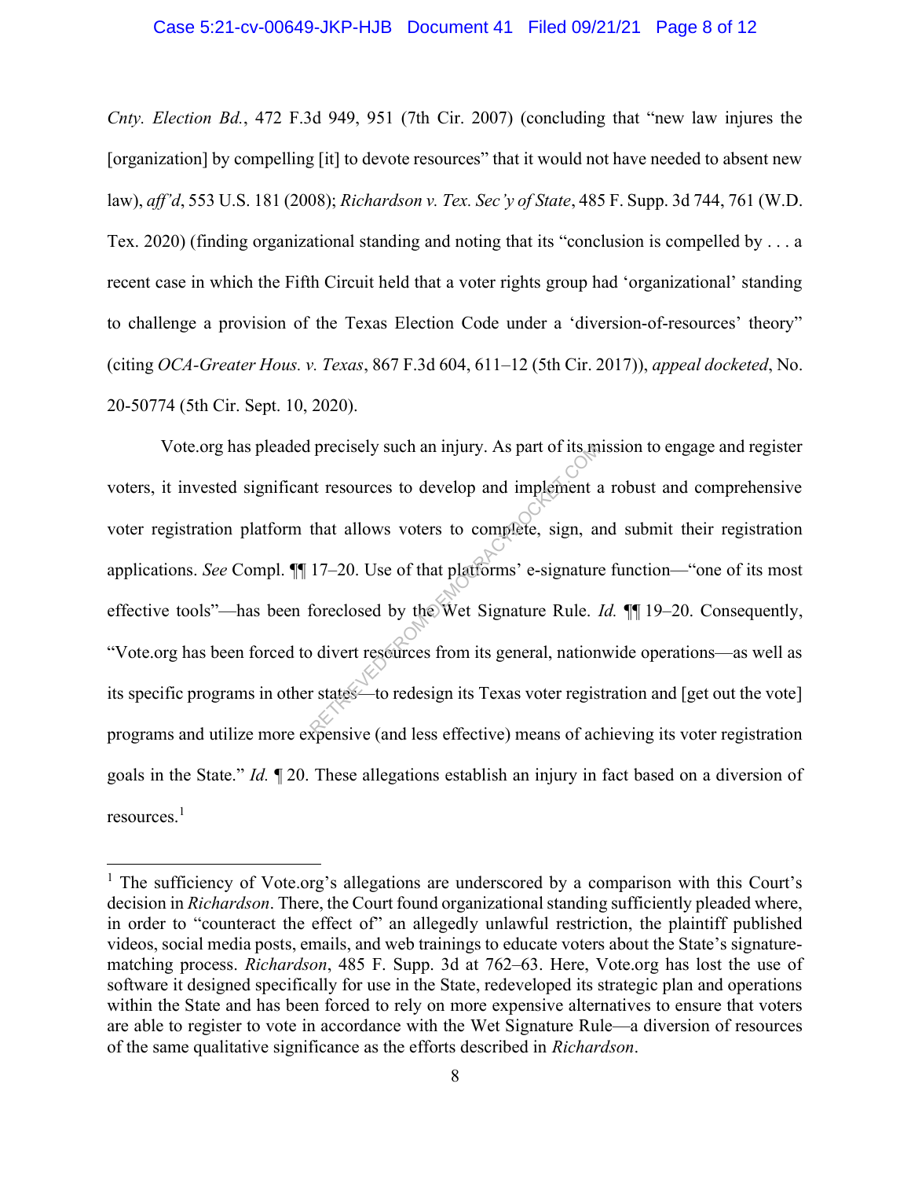*Cnty. Election Bd.*, 472 F.3d 949, 951 (7th Cir. 2007) (concluding that "new law injures the [organization] by compelling [it] to devote resources" that it would not have needed to absent new law), *aff'd*, 553 U.S. 181 (2008); *Richardson v. Tex. Sec'y of State*, 485 F. Supp. 3d 744, 761 (W.D. Tex. 2020) (finding organizational standing and noting that its "conclusion is compelled by . . . a recent case in which the Fifth Circuit held that a voter rights group had 'organizational' standing to challenge a provision of the Texas Election Code under a 'diversion-of-resources' theory" (citing *OCA-Greater Hous. v. Texas*, 867 F.3d 604, 611–12 (5th Cir. 2017)), *appeal docketed*, No. 20-50774 (5th Cir. Sept. 10, 2020).

Vote.org has pleaded precisely such an injury. As part of its mission to engage and register voters, it invested significant resources to develop and implement a robust and comprehensive voter registration platform that allows voters to complete, sign, and submit their registration applications. *See* Compl. ¶¶ 17–20. Use of that platforms' e-signature function—"one of its most effective tools"—has been foreclosed by the Wet Signature Rule. *Id.* ¶¶ 19–20. Consequently, "Vote.org has been forced to divert resources from its general, nationwide operations—as well as its specific programs in other states—to redesign its Texas voter registration and [get out the vote] programs and utilize more expensive (and less effective) means of achieving its voter registration goals in the State." *Id.* ¶ 20. These allegations establish an injury in fact based on a diversion of resources.[1]

---

[1] The sufficiency of Vote.org's allegations are underscored by a comparison with this Court's decision in *Richardson*. There, the Court found organizational standing sufficiently pleaded where, in order to "counteract the effect of" an allegedly unlawful restriction, the plaintiff published videos, social media posts, emails, and web trainings to educate voters about the State's signature-matching process. *Richardson*, 485 F. Supp. 3d at 762–63. Here, Vote.org has lost the use of software it designed specifically for use in the State, redeveloped its strategic plan and operations within the State and has been forced to rely on more expensive alternatives to ensure that voters are able to register to vote in accordance with the Wet Signature Rule—a diversion of resources of the same qualitative significance as the efforts described in *Richardson*.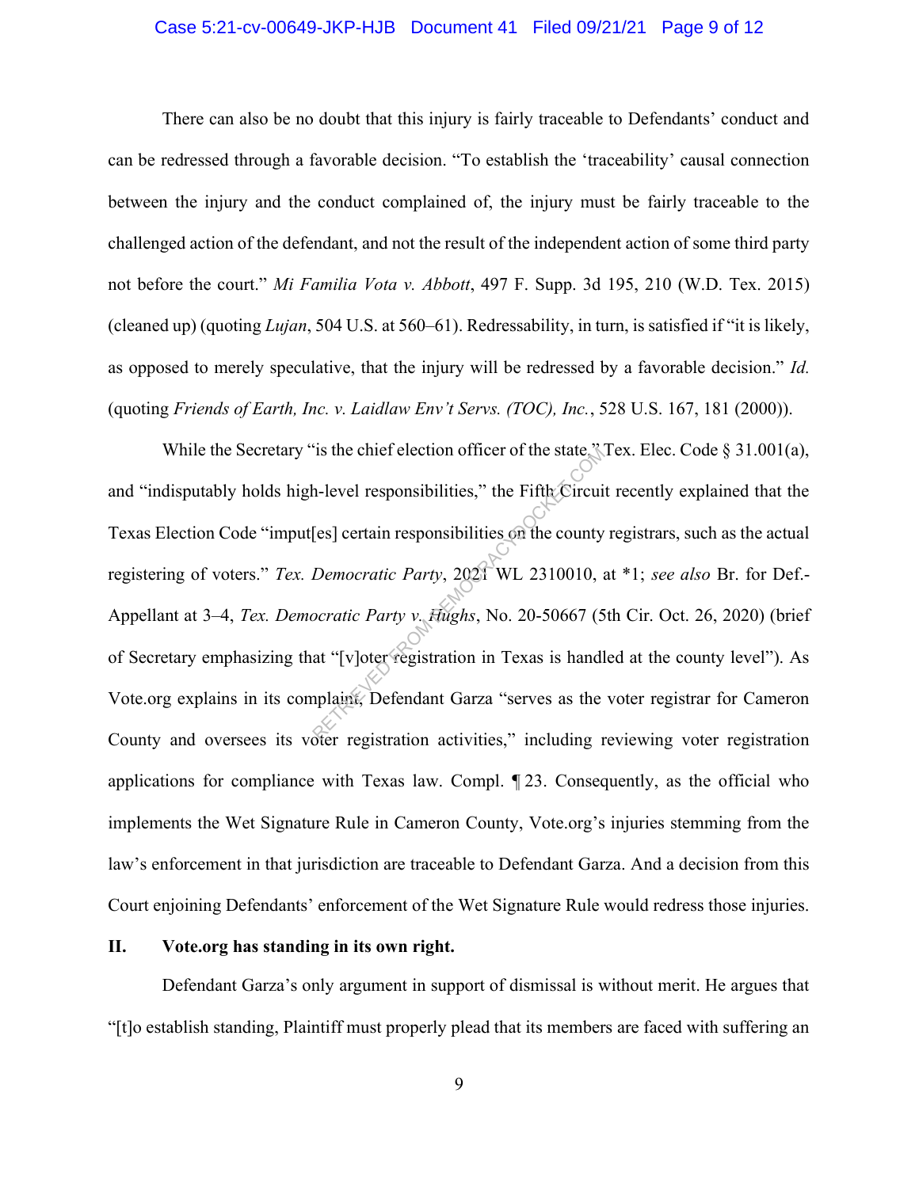There can also be no doubt that this injury is fairly traceable to Defendants' conduct and can be redressed through a favorable decision. "To establish the 'traceability' causal connection between the injury and the conduct complained of, the injury must be fairly traceable to the challenged action of the defendant, and not the result of the independent action of some third party not before the court." *Mi Familia Vota v. Abbott*, 497 F. Supp. 3d 195, 210 (W.D. Tex. 2015) (cleaned up) (quoting *Lujan*, 504 U.S. at 560–61). Redressability, in turn, is satisfied if "it is likely, as opposed to merely speculative, that the injury will be redressed by a favorable decision." *Id.* (quoting *Friends of Earth, Inc. v. Laidlaw Env't Servs. (TOC), Inc.*, 528 U.S. 167, 181 (2000)).

While the Secretary "is the chief election officer of the state," Tex. Elec. Code § 31.001(a), and "indisputably holds high-level responsibilities," the Fifth Circuit recently explained that the Texas Election Code "imput[es] certain responsibilities on the county registrars, such as the actual registering of voters." *Tex. Democratic Party*, 2021 WL 2310010, at *1; *see also* Br. for Def.-Appellant at 3–4, *Tex. Democratic Party v. Hughs*, No. 20-50667 (5th Cir. Oct. 26, 2020) (brief of Secretary emphasizing that "[v]oter registration in Texas is handled at the county level"). As Vote.org explains in its complaint, Defendant Garza "serves as the voter registrar for Cameron County and oversees its voter registration activities," including reviewing voter registration applications for compliance with Texas law. Compl. ¶ 23. Consequently, as the official who implements the Wet Signature Rule in Cameron County, Vote.org's injuries stemming from the law's enforcement in that jurisdiction are traceable to Defendant Garza. And a decision from this Court enjoining Defendants' enforcement of the Wet Signature Rule would redress those injuries.

## II. Vote.org has standing in its own right.

Defendant Garza's only argument in support of dismissal is without merit. He argues that "[t]o establish standing, Plaintiff must properly plead that its members are faced with suffering an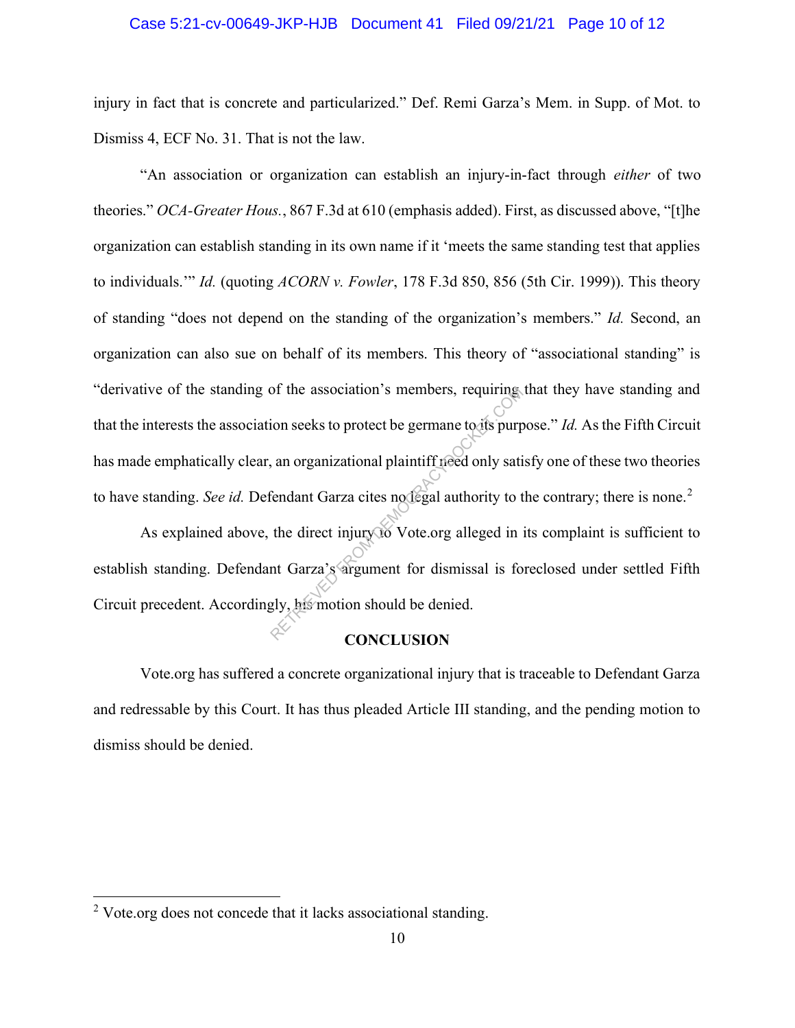injury in fact that is concrete and particularized." Def. Remi Garza's Mem. in Supp. of Mot. to Dismiss 4, ECF No. 31. That is not the law.

"An association or organization can establish an injury-in-fact through *either* of two theories." *OCA-Greater Hous.*, 867 F.3d at 610 (emphasis added). First, as discussed above, "[t]he organization can establish standing in its own name if it 'meets the same standing test that applies to individuals.'" *Id.* (quoting *ACORN v. Fowler*, 178 F.3d 850, 856 (5th Cir. 1999)). This theory of standing "does not depend on the standing of the organization's members." *Id.* Second, an organization can also sue on behalf of its members. This theory of "associational standing" is "derivative of the standing of the association's members, requiring that they have standing and that the interests the association seeks to protect be germane to its purpose." *Id.* As the Fifth Circuit has made emphatically clear, an organizational plaintiff need only satisfy one of these two theories to have standing. *See id.* Defendant Garza cites no legal authority to the contrary; there is none.[2]

As explained above, the direct injury to Vote.org alleged in its complaint is sufficient to establish standing. Defendant Garza's argument for dismissal is foreclosed under settled Fifth Circuit precedent. Accordingly, his motion should be denied.

## CONCLUSION

Vote.org has suffered a concrete organizational injury that is traceable to Defendant Garza and redressable by this Court. It has thus pleaded Article III standing, and the pending motion to dismiss should be denied.

---

[2] Vote.org does not concede that it lacks associational standing.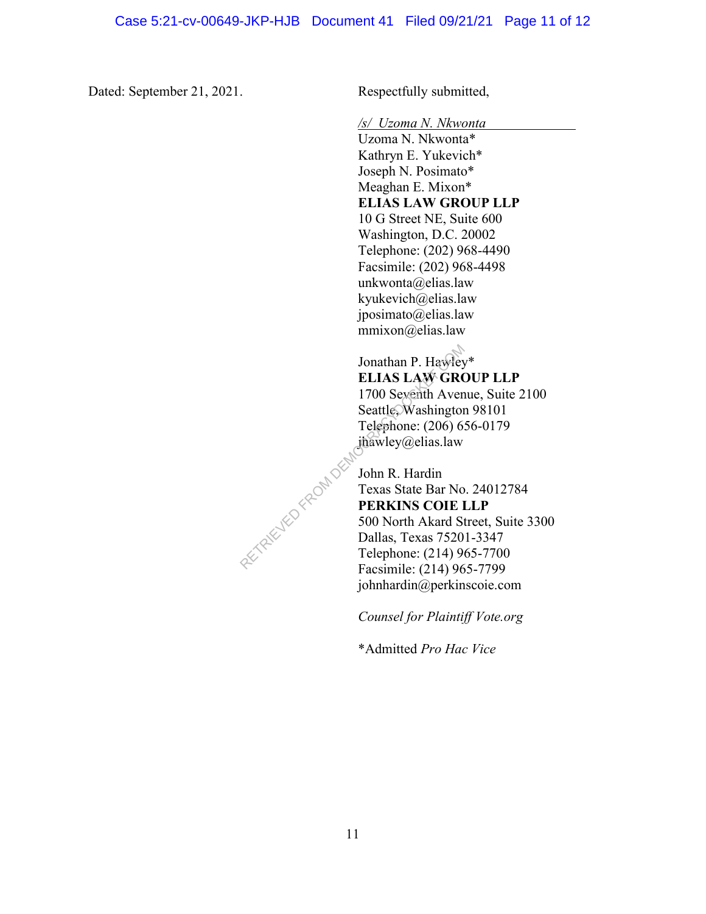Dated: September 21, 2021.

Respectfully submitted,

*/s/ Uzoma N. Nkwonta*  
Uzoma N. Nkwonta*  
Kathryn E. Yukevich*  
Joseph N. Posimato*  
Meaghan E. Mixon*  
**ELIAS LAW GROUP LLP**  
10 G Street NE, Suite 600  
Washington, D.C. 20002  
Telephone: (202) 968-4490  
Facsimile: (202) 968-4498  
unkwonta@elias.law  
kyukevich@elias.law  
jposimato@elias.law  
mmixon@elias.law

Jonathan P. Hawley*  
**ELIAS LAW GROUP LLP**  
1700 Seventh Avenue, Suite 2100  
Seattle, Washington 98101  
Telephone: (206) 656-0179  
jhawley@elias.law

John R. Hardin  
Texas State Bar No. 24012784  
**PERKINS COIE LLP**  
500 North Akard Street, Suite 3300  
Dallas, Texas 75201-3347  
Telephone: (214) 965-7700  
Facsimile: (214) 965-7799  
johnhardin@perkinscoie.com

*Counsel for Plaintiff Vote.org*

*Admitted *Pro Hac Vice*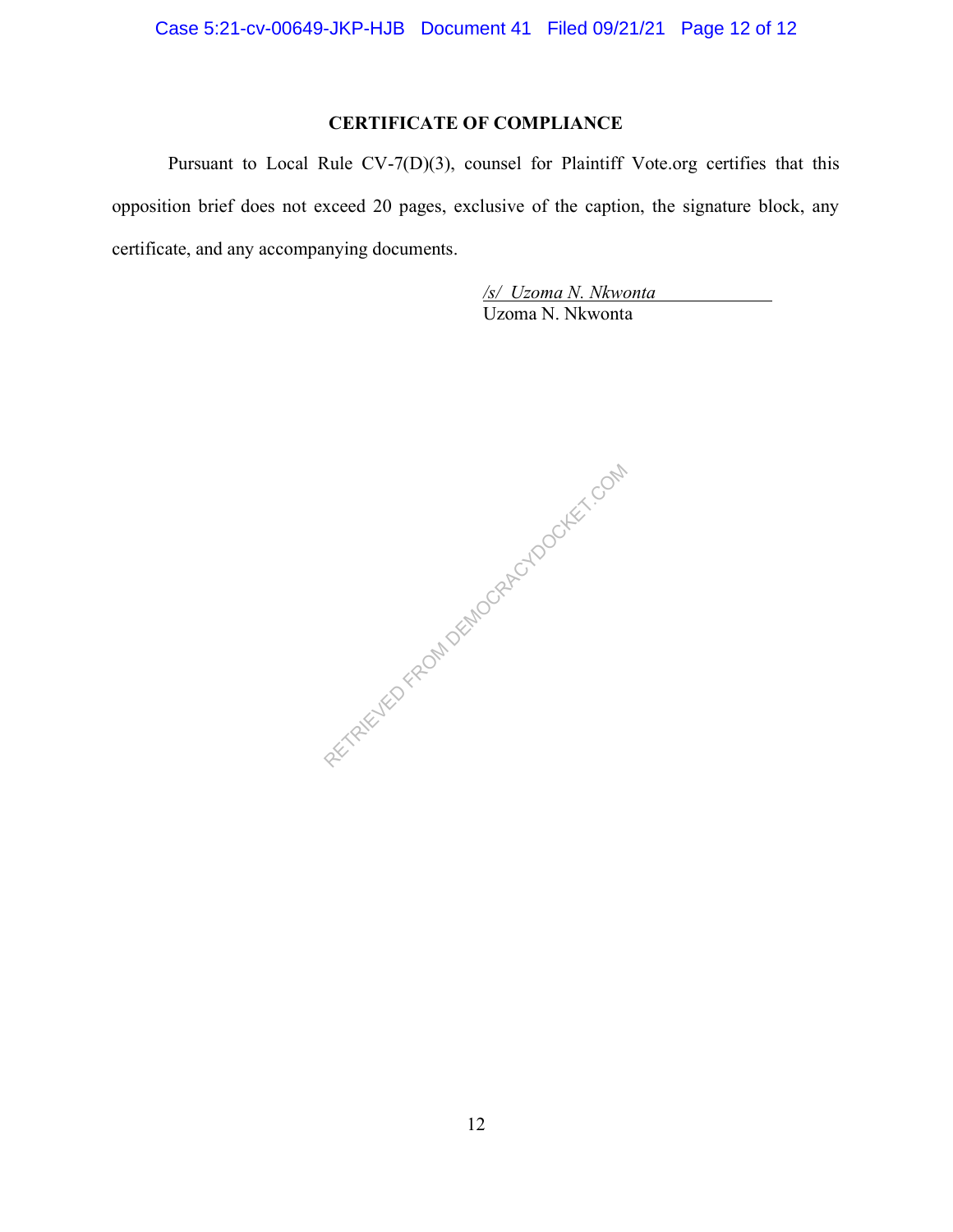**CERTIFICATE OF COMPLIANCE**

Pursuant to Local Rule CV-7(D)(3), counsel for Plaintiff Vote.org certifies that this opposition brief does not exceed 20 pages, exclusive of the caption, the signature block, any certificate, and any accompanying documents.

*/s/ Uzoma N. Nkwonta*
Uzoma N. Nkwonta